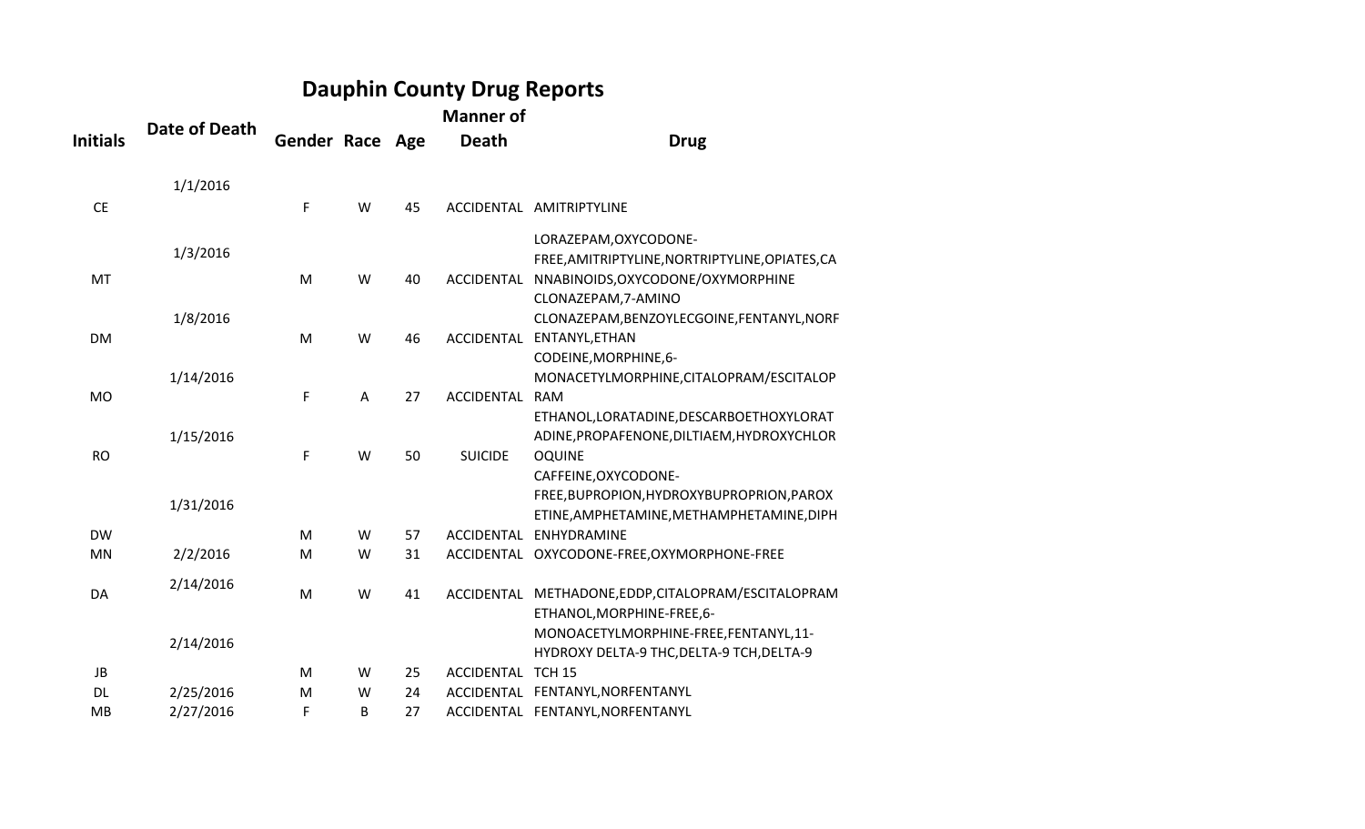# Dauphin County Drug Reports

| Initials | Date of Death | Gender | Race | Age | Manner of Death | Drug |
|---|---|---|---|---|---|---|
| CE | 1/1/2016 | F | W | 45 | ACCIDENTAL | AMITRIPTYLINE |
| MT | 1/3/2016 | M | W | 40 | ACCIDENTAL | LORAZEPAM,OXYCODONE-FREE,AMITRIPTYLINE,NORTRIPTYLINE,OPIATES,CANNABINOIDS,OXYCODONE/OXYMORPHINE |
| DM | 1/8/2016 | M | W | 46 | ACCIDENTAL | CLONAZEPAM,7-AMINO CLONAZEPAM,BENZOYLECGOINE,FENTANYL,NORFENTANYL,ETHAN |
| MO | 1/14/2016 | F | A | 27 | ACCIDENTAL | CODEINE,MORPHINE,6-MONACETYLMORPHINE,CITALOPRAM/ESCITALOPRAM |
| RO | 1/15/2016 | F | W | 50 | SUICIDE | ETHANOL,LORATADINE,DESCARBOETHOXYLORATADINE,PROPAFENONE,DILTIAEM,HYDROXYCHLOROQUINE |
| DW | 1/31/2016 | M | W | 57 | ACCIDENTAL | CAFFEINE,OXYCODONE-FREE,BUPROPION,HYDROXYBUPROPRION,PAROXETINE,AMPHETAMINE,METHAMPHETAMINE,DIPHENHYDRAMINE |
| MN | 2/2/2016 | M | W | 31 | ACCIDENTAL | OXYCODONE-FREE,OXYMORPHONE-FREE |
| DA | 2/14/2016 | M | W | 41 | ACCIDENTAL | METHADONE,EDDP,CITALOPRAM/ESCITALOPRAM |
| JB | 2/14/2016 | M | W | 25 | ACCIDENTAL | ETHANOL,MORPHINE-FREE,6-MONOACETYLMORPHINE-FREE,FENTANYL,11-HYDROXY DELTA-9 THC,DELTA-9 TCH,DELTA-9 TCH 15 |
| DL | 2/25/2016 | M | W | 24 | ACCIDENTAL | FENTANYL,NORFENTANYL |
| MB | 2/27/2016 | F | B | 27 | ACCIDENTAL | FENTANYL,NORFENTANYL |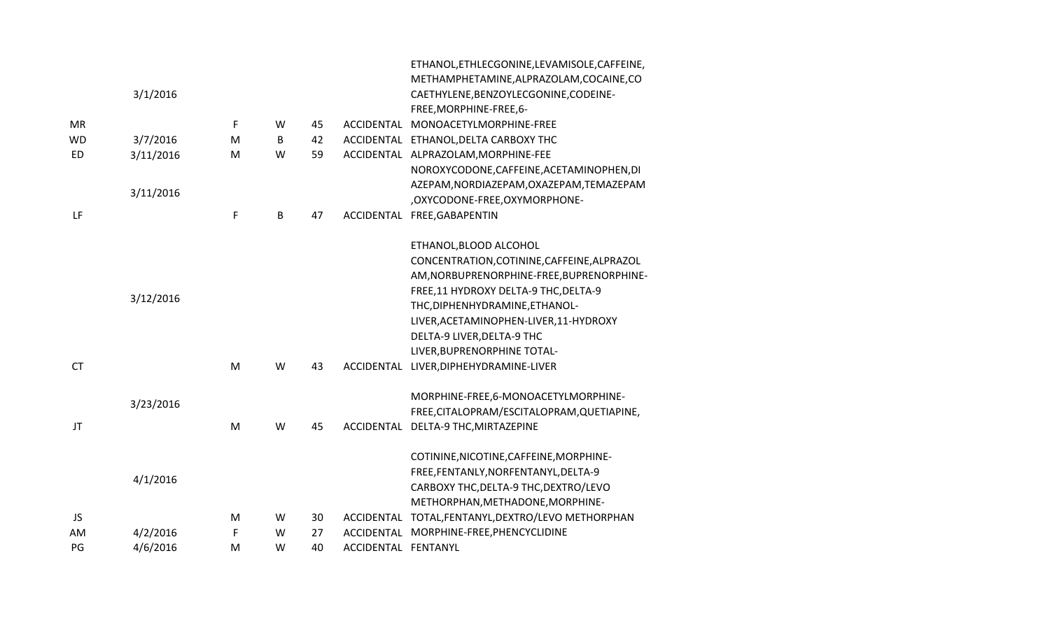| | | | | | | |
|---|---|---|---|---|---|---|
| MR | 3/1/2016 | F | W | 45 | ACCIDENTAL | ETHANOL,ETHLECGONINE,LEVAMISOLE,CAFFEINE,METHAMPHETAMINE,ALPRAZOLAM,COCAINE,COCAETHYLENE,BENZOYLECGONINE,CODEINE-FREE,MORPHINE-FREE,6-MONOACETYLMORPHINE-FREE |
| WD | 3/7/2016 | M | B | 42 | ACCIDENTAL | ETHANOL,DELTA CARBOXY THC |
| ED | 3/11/2016 | M | W | 59 | ACCIDENTAL | ALPRAZOLAM,MORPHINE-FEE |
| LF | 3/11/2016 | F | B | 47 | ACCIDENTAL | NOROXYCODONE,CAFFEINE,ACETAMINOPHEN,DIAZEPAM,NORDIAZEPAM,OXAZEPAM,TEMAZEPAM,OXYCODONE-FREE,OXYMORPHONE-FREE,GABAPENTIN |
| CT | 3/12/2016 | M | W | 43 | ACCIDENTAL | ETHANOL,BLOOD ALCOHOL CONCENTRATION,COTININE,CAFFEINE,ALPRAZOLAM,NORBUPRENORPHINE-FREE,BUPRENORPHINE-FREE,11 HYDROXY DELTA-9 THC,DELTA-9 THC,DIPHENHYDRAMINE,ETHANOL-LIVER,ACETAMINOPHEN-LIVER,11-HYDROXY DELTA-9 LIVER,DELTA-9 THC LIVER,BUPRENORPHINE TOTAL-LIVER,DIPHEHYDRAMINE-LIVER |
| JT | 3/23/2016 | M | W | 45 | ACCIDENTAL | MORPHINE-FREE,6-MONOACETYLMORPHINE-FREE,CITALOPRAM/ESCITALOPRAM,QUETIAPINE,DELTA-9 THC,MIRTAZEPINE |
| JS | 4/1/2016 | M | W | 30 | ACCIDENTAL | COTININE,NICOTINE,CAFFEINE,MORPHINE-FREE,FENTANLY,NORFENTANYL,DELTA-9 CARBOXY THC,DELTA-9 THC,DEXTRO/LEVO METHORPHAN,METHADONE,MORPHINE-TOTAL,FENTANYL,DEXTRO/LEVO METHORPHAN |
| AM | 4/2/2016 | F | W | 27 | ACCIDENTAL | MORPHINE-FREE,PHENCYCLIDINE |
| PG | 4/6/2016 | M | W | 40 | ACCIDENTAL | FENTANYL |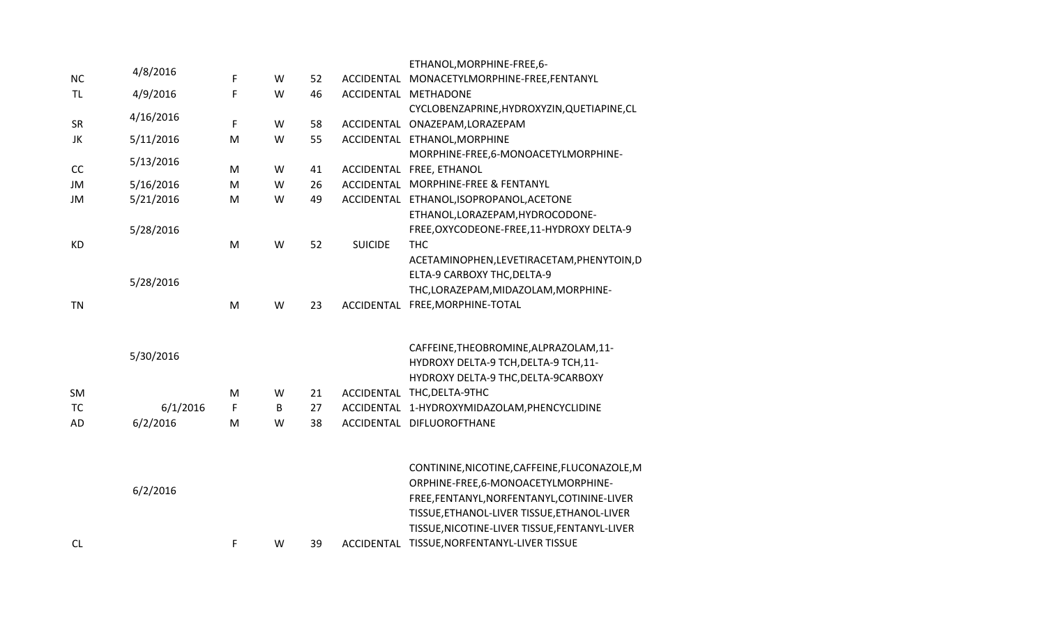| | | | | | | |
|---|---|---|---|---|---|---|
| NC | 4/8/2016 | F | W | 52 | ACCIDENTAL | ETHANOL,MORPHINE-FREE,6-MONACETYLMORPHINE-FREE,FENTANYL |
| TL | 4/9/2016 | F | W | 46 | ACCIDENTAL | METHADONE |
| SR | 4/16/2016 | F | W | 58 | ACCIDENTAL | CYCLOBENZAPRINE,HYDROXYZIN,QUETIAPINE,CLONAZEPAM,LORAZEPAM |
| JK | 5/11/2016 | M | W | 55 | ACCIDENTAL | ETHANOL,MORPHINE |
| CC | 5/13/2016 | M | W | 41 | ACCIDENTAL | MORPHINE-FREE,6-MONOACETYLMORPHINE-FREE, ETHANOL |
| JM | 5/16/2016 | M | W | 26 | ACCIDENTAL | MORPHINE-FREE & FENTANYL |
| JM | 5/21/2016 | M | W | 49 | ACCIDENTAL | ETHANOL,ISOPROPANOL,ACETONE |
| KD | 5/28/2016 | M | W | 52 | SUICIDE | ETHANOL,LORAZEPAM,HYDROCODONE-FREE,OXYCODEONE-FREE,11-HYDROXY DELTA-9 THC |
| TN | 5/28/2016 | M | W | 23 | ACCIDENTAL | ACETAMINOPHEN,LEVETIRACETAM,PHENYTOIN,DELTA-9 CARBOXY THC,DELTA-9 THC,LORAZEPAM,MIDAZOLAM,MORPHINE-FREE,MORPHINE-TOTAL |
| SM | 5/30/2016 | M | W | 21 | ACCIDENTAL | CAFFEINE,THEOBROMINE,ALPRAZOLAM,11-HYDROXY DELTA-9 TCH,DELTA-9 TCH,11-HYDROXY DELTA-9 THC,DELTA-9CARBOXY THC,DELTA-9THC |
| TC | 6/1/2016 | F | B | 27 | ACCIDENTAL | 1-HYDROXYMIDAZOLAM,PHENCYCLIDINE |
| AD | 6/2/2016 | M | W | 38 | ACCIDENTAL | DIFLUOROFTHANE |
| CL | 6/2/2016 | F | W | 39 | ACCIDENTAL | CONTININE,NICOTINE,CAFFEINE,FLUCONAZOLE,MORPHINE-FREE,6-MONOACETYLMORPHINE-FREE,FENTANYL,NORFENTANYL,COTININE-LIVER TISSUE,ETHANOL-LIVER TISSUE,ETHANOL-LIVER TISSUE,NICOTINE-LIVER TISSUE,FENTANYL-LIVER TISSUE,NORFENTANYL-LIVER TISSUE |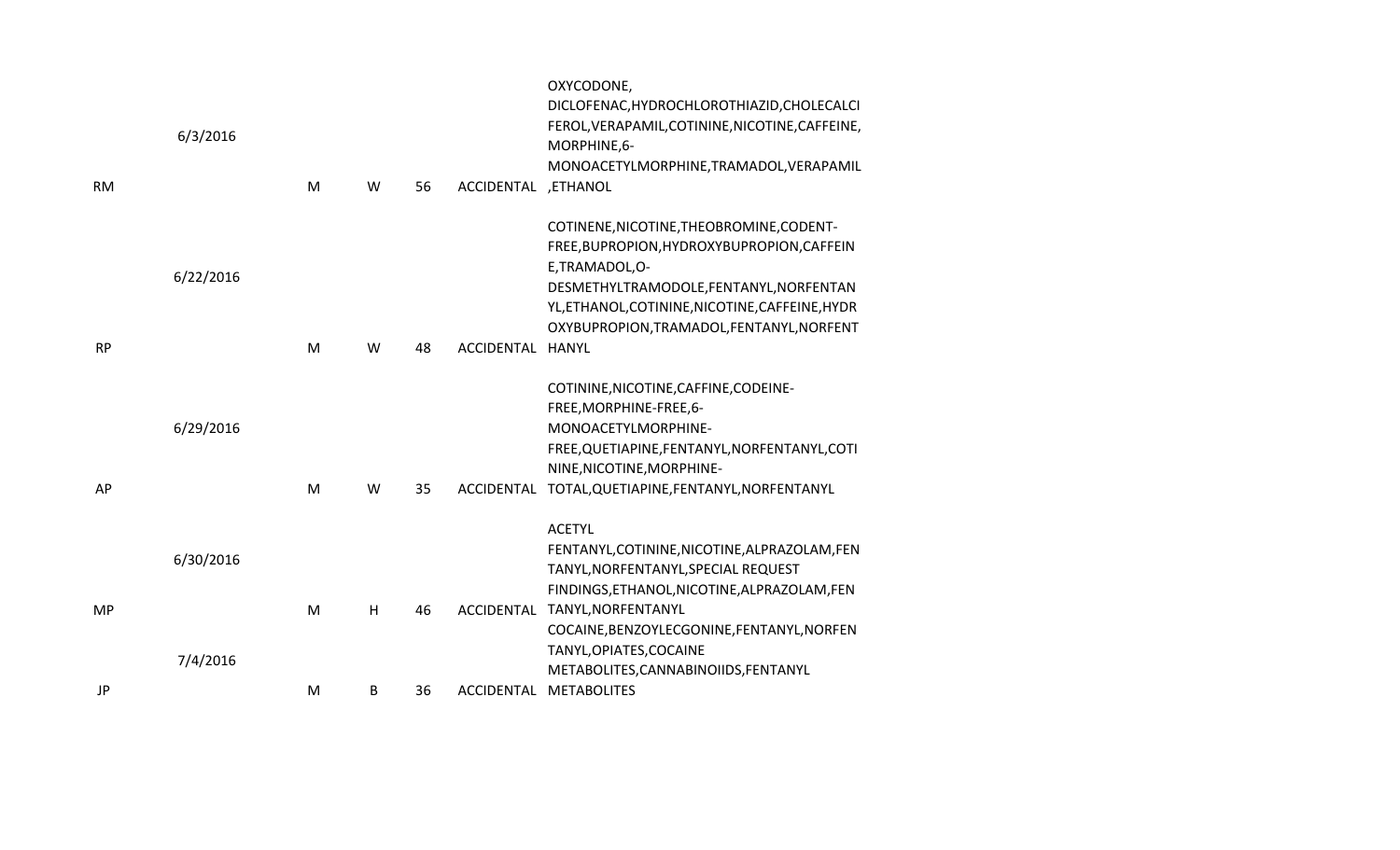| | | | | | | |
|---|---|---|---|---|---|---|
| RM | 6/3/2016 | M | W | 56 | ACCIDENTAL | OXYCODONE, DICLOFENAC,HYDROCHLOROTHIAZID,CHOLECALCIFEROL,VERAPAMIL,COTININE,NICOTINE,CAFFEINE, MORPHINE,6-MONOACETYLMORPHINE,TRAMADOL,VERAPAMIL,ETHANOL |
| RP | 6/22/2016 | M | W | 48 | ACCIDENTAL | COTINENE,NICOTINE,THEOBROMINE,CODENT-FREE,BUPROPION,HYDROXYBUPROPION,CAFFEINE,TRAMADOL,O-DESMETHYLTRAMODOLE,FENTANYL,NORFENTANYL,ETHANOL,COTININE,NICOTINE,CAFFEINE,HYDROXYBUPROPION,TRAMADOL,FENTANYL,NORFENTHANYL |
| AP | 6/29/2016 | M | W | 35 | ACCIDENTAL | COTININE,NICOTINE,CAFFINE,CODEINE-FREE,MORPHINE-FREE,6-MONOACETYLMORPHINE-FREE,QUETIAPINE,FENTANYL,NORFENTANYL,COTININE,NICOTINE,MORPHINE-TOTAL,QUETIAPINE,FENTANYL,NORFENTANYL |
| MP | 6/30/2016 | M | H | 46 | ACCIDENTAL | ACETYL FENTANYL,COTININE,NICOTINE,ALPRAZOLAM,FENTANYL,NORFENTANYL,SPECIAL REQUEST FINDINGS,ETHANOL,NICOTINE,ALPRAZOLAM,FENTANYL,NORFENTANYL |
| JP | 7/4/2016 | M | B | 36 | ACCIDENTAL | COCAINE,BENZOYLECGONINE,FENTANYL,NORFENTANYL,OPIATES,COCAINE METABOLITES,CANNABINOIIDS,FENTANYL METABOLITES |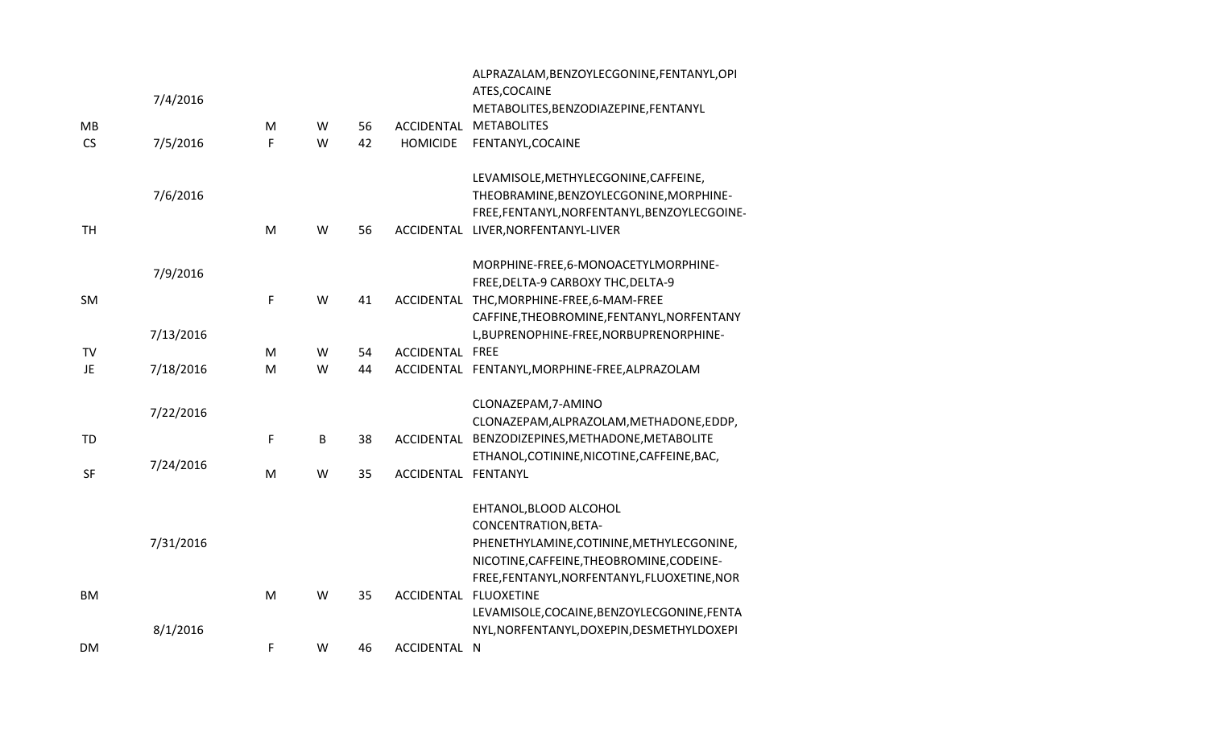| | | | | | | |
|---|---|---|---|---|---|---|
| MB | 7/4/2016 | M | W | 56 | ACCIDENTAL | ALPRAZALAM,BENZOYLECGONINE,FENTANYL,OPIATES,COCAINE METABOLITES,BENZODIAZEPINE,FENTANYL METABOLITES |
| CS | 7/5/2016 | F | W | 42 | HOMICIDE | FENTANYL,COCAINE |
| TH | 7/6/2016 | M | W | 56 | ACCIDENTAL | LEVAMISOLE,METHYLECGONINE,CAFFEINE, THEOBRAMINE,BENZOYLECGONINE,MORPHINE-FREE,FENTANYL,NORFENTANYL,BENZOYLECGOINE-LIVER,NORFENTANYL-LIVER |
| SM | 7/9/2016 | F | W | 41 | ACCIDENTAL | MORPHINE-FREE,6-MONOACETYLMORPHINE-FREE,DELTA-9 CARBOXY THC,DELTA-9 THC,MORPHINE-FREE,6-MAM-FREE |
| TV | 7/13/2016 | M | W | 54 | ACCIDENTAL | CAFFINE,THEOBROMINE,FENTANYL,NORFENTANYL,BUPRENOPHINE-FREE,NORBUPRENORPHINE-FREE |
| JE | 7/18/2016 | M | W | 44 | ACCIDENTAL | FENTANYL,MORPHINE-FREE,ALPRAZOLAM |
| TD | 7/22/2016 | F | B | 38 | ACCIDENTAL | CLONAZEPAM,7-AMINO CLONAZEPAM,ALPRAZOLAM,METHADONE,EDDP, BENZODIZEPINES,METHADONE,METABOLITE |
| SF | 7/24/2016 | M | W | 35 | ACCIDENTAL | ETHANOL,COTININE,NICOTINE,CAFFEINE,BAC, FENTANYL |
| BM | 7/31/2016 | M | W | 35 | ACCIDENTAL | EHTANOL,BLOOD ALCOHOL CONCENTRATION,BETA-PHENETHYLAMINE,COTININE,METHYLECGONINE, NICOTINE,CAFFEINE,THEOBROMINE,CODEINE-FREE,FENTANYL,NORFENTANYL,FLUOXETINE,NOR FLUOXETINE |
| DM | 8/1/2016 | F | W | 46 | ACCIDENTAL | LEVAMISOLE,COCAINE,BENZOYLECGONINE,FENTANYL,NORFENTANYL,DOXEPIN,DESMETHYLDOXEPIN |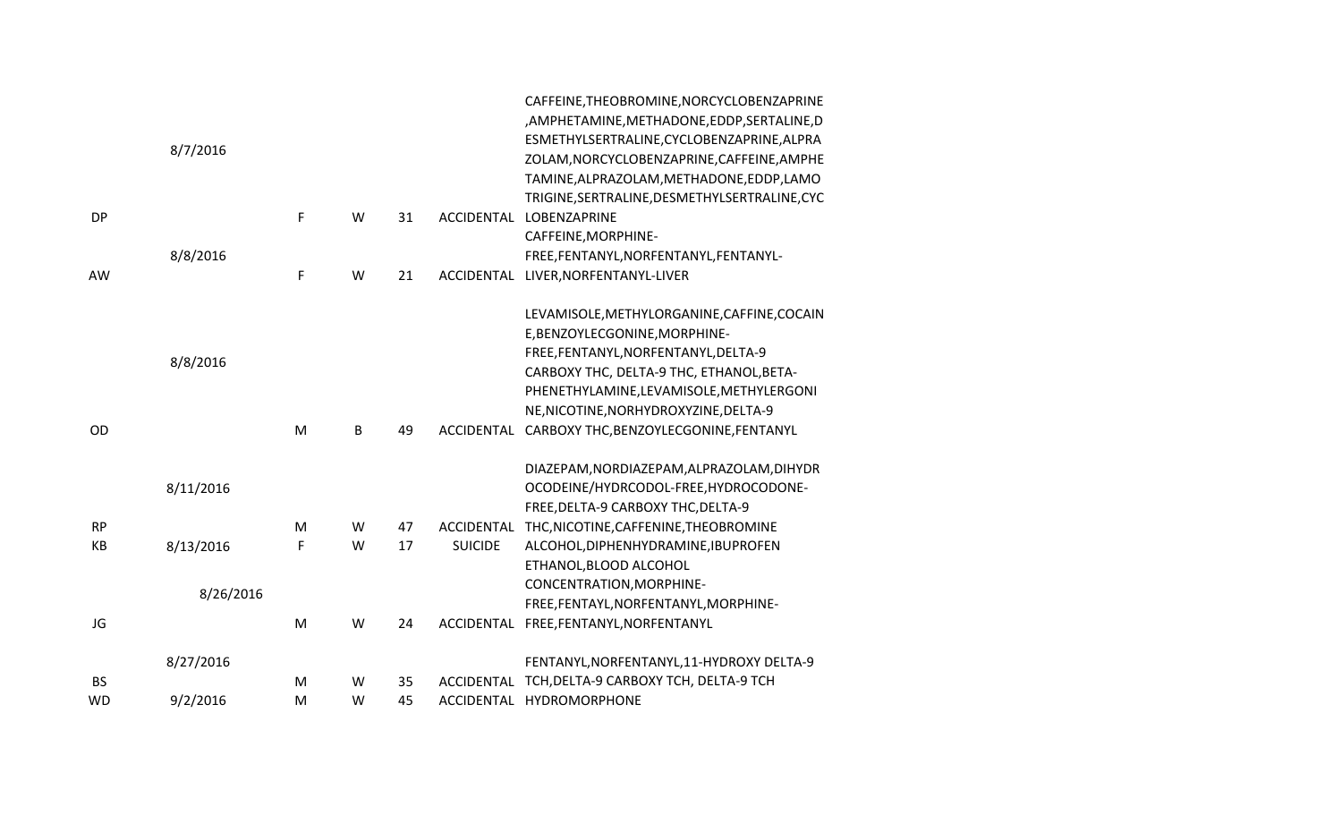| | | | | | | |
|---|---|---|---|---|---|---|
| DP | 8/7/2016 | F | W | 31 | ACCIDENTAL | CAFFEINE,THEOBROMINE,NORCYCLOBENZAPRINE,AMPHETAMINE,METHADONE,EDDP,SERTALINE,DESMETHYLSERTRALINE,CYCLOBENZAPRINE,ALPRAZOLAM,NORCYCLOBENZAPRINE,CAFFEINE,AMPHETAMINE,ALPRAZOLAM,METHADONE,EDDP,LAMOTRIGINE,SERTRALINE,DESMETHYLSERTRALINE,CYCLOBENZAPRINE |
| AW | 8/8/2016 | F | W | 21 | ACCIDENTAL | CAFFEINE,MORPHINE-FREE,FENTANYL,NORFENTANYL,FENTANYL-LIVER,NORFENTANYL-LIVER |
| OD | 8/8/2016 | M | B | 49 | ACCIDENTAL | LEVAMISOLE,METHYLORGANINE,CAFFINE,COCAINE,BENZOYLECGONINE,MORPHINE-FREE,FENTANYL,NORFENTANYL,DELTA-9 CARBOXY THC, DELTA-9 THC, ETHANOL,BETA-PHENETHYLAMINE,LEVAMISOLE,METHYLERGONINE,NICOTINE,NORHYDROXYZINE,DELTA-9 CARBOXY THC,BENZOYLECGONINE,FENTANYL |
| RP | 8/11/2016 | M | W | 47 | ACCIDENTAL | DIAZEPAM,NORDIAZEPAM,ALPRAZOLAM,DIHYDROCODEINE/HYDRCODOL-FREE,HYDROCODONE-FREE,DELTA-9 CARBOXY THC,DELTA-9 THC,NICOTINE,CAFFENINE,THEOBROMINE |
| KB | 8/13/2016 | F | W | 17 | SUICIDE | ALCOHOL,DIPHENHYDRAMINE,IBUPROFEN |
| JG | 8/26/2016 | M | W | 24 | ACCIDENTAL | ETHANOL,BLOOD ALCOHOL CONCENTRATION,MORPHINE-FREE,FENTAYL,NORFENTANYL,MORPHINE-FREE,FENTANYL,NORFENTANYL |
| BS | 8/27/2016 | M | W | 35 | ACCIDENTAL | FENTANYL,NORFENTANYL,11-HYDROXY DELTA-9 TCH,DELTA-9 CARBOXY TCH, DELTA-9 TCH |
| WD | 9/2/2016 | M | W | 45 | ACCIDENTAL | HYDROMORPHONE |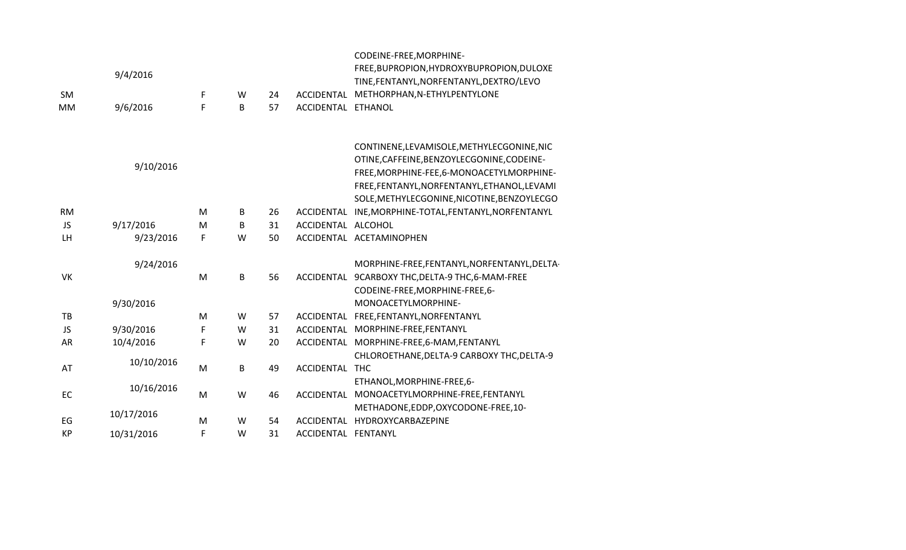| | | | | | | |
|---|---|---|---|---|---|---|
| SM | 9/4/2016 | F | W | 24 | ACCIDENTAL | CODEINE-FREE,MORPHINE-FREE,BUPROPION,HYDROXYBUPROPION,DULOXETINE,FENTANYL,NORFENTANYL,DEXTRO/LEVO METHORPHAN,N-ETHYLPENTYLONE |
| MM | 9/6/2016 | F | B | 57 | ACCIDENTAL | ETHANOL |
| RM | 9/10/2016 | M | B | 26 | ACCIDENTAL | CONTINENE,LEVAMISOLE,METHYLECGONINE,NICOTINE,CAFFEINE,BENZOYLECGONINE,CODEINE-FREE,MORPHINE-FEE,6-MONOACETYLMORPHINE-FREE,FENTANYL,NORFENTANYL,ETHANOL,LEVAMISOLE,METHYLECGONINE,NICOTINE,BENZOYLECGOINE,MORPHINE-TOTAL,FENTANYL,NORFENTANYL |
| JS | 9/17/2016 | M | B | 31 | ACCIDENTAL | ALCOHOL |
| LH | 9/23/2016 | F | W | 50 | ACCIDENTAL | ACETAMINOPHEN |
| VK | 9/24/2016 | M | B | 56 | ACCIDENTAL | MORPHINE-FREE,FENTANYL,NORFENTANYL,DELTA-9CARBOXY THC,DELTA-9 THC,6-MAM-FREE |
| TB | 9/30/2016 | M | W | 57 | ACCIDENTAL | CODEINE-FREE,MORPHINE-FREE,6-MONOACETYLMORPHINE-FREE,FENTANYL,NORFENTANYL |
| JS | 9/30/2016 | F | W | 31 | ACCIDENTAL | MORPHINE-FREE,FENTANYL |
| AR | 10/4/2016 | F | W | 20 | ACCIDENTAL | MORPHINE-FREE,6-MAM,FENTANYL |
| AT | 10/10/2016 | M | B | 49 | ACCIDENTAL | CHLOROETHANE,DELTA-9 CARBOXY THC,DELTA-9 THC |
| EC | 10/16/2016 | M | W | 46 | ACCIDENTAL | ETHANOL,MORPHINE-FREE,6-MONOACETYLMORPHINE-FREE,FENTANYL |
| EG | 10/17/2016 | M | W | 54 | ACCIDENTAL | METHADONE,EDDP,OXYCODONE-FREE,10-HYDROXYCARBAZEPINE |
| KP | 10/31/2016 | F | W | 31 | ACCIDENTAL | FENTANYL |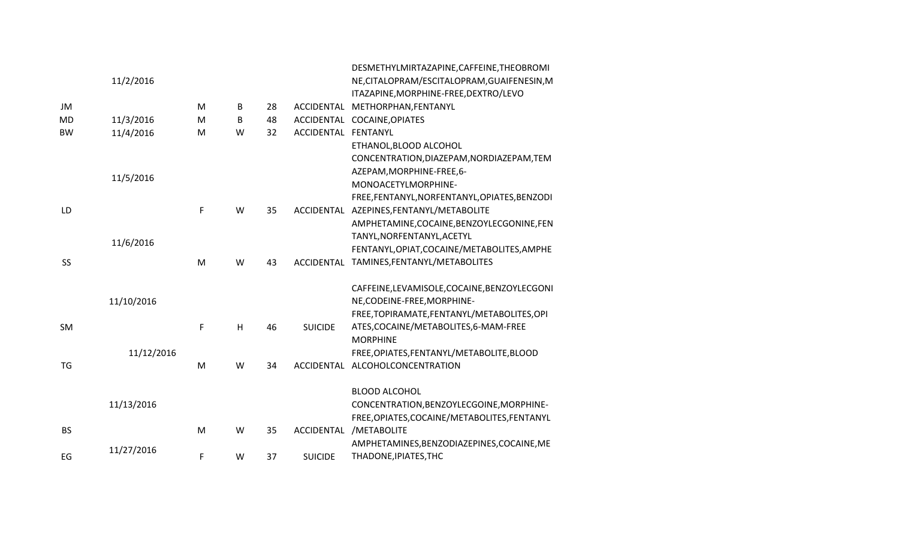| | | | | | | |
|---|---|---|---|---|---|---|
| JM | 11/2/2016 | M | B | 28 | ACCIDENTAL | DESMETHYLMIRTAZAPINE,CAFFEINE,THEOBROMINE,CITALOPRAM/ESCITALOPRAM,GUAIFENESIN,MITAZAPINE,MORPHINE-FREE,DEXTRO/LEVO METHORPHAN,FENTANYL |
| MD | 11/3/2016 | M | B | 48 | ACCIDENTAL | COCAINE,OPIATES |
| BW | 11/4/2016 | M | W | 32 | ACCIDENTAL | FENTANYL |
| LD | 11/5/2016 | F | W | 35 | ACCIDENTAL | ETHANOL,BLOOD ALCOHOL CONCENTRATION,DIAZEPAM,NORDIAZEPAM,TEMAZEPAM,MORPHINE-FREE,6-MONOACETYLMORPHINE-FREE,FENTANYL,NORFENTANYL,OPIATES,BENZODIAZEPINES,FENTANYL/METABOLITE |
| SS | 11/6/2016 | M | W | 43 | ACCIDENTAL | AMPHETAMINE,COCAINE,BENZOYLECGONINE,FENTANYL,NORFENTANYL,ACETYL FENTANYL,OPIAT,COCAINE/METABOLITES,AMPHETAMINES,FENTANYL/METABOLITES |
| SM | 11/10/2016 | F | H | 46 | SUICIDE | CAFFEINE,LEVAMISOLE,COCAINE,BENZOYLECGONINE,CODEINE-FREE,MORPHINE-FREE,TOPIRAMATE,FENTANYL/METABOLITES,OPIATES,COCAINE/METABOLITES,6-MAM-FREE |
| TG | 11/12/2016 | M | W | 34 | ACCIDENTAL | MORPHINE FREE,OPIATES,FENTANYL/METABOLITE,BLOOD ALCOHOLCONCENTRATION |
| BS | 11/13/2016 | M | W | 35 | ACCIDENTAL | BLOOD ALCOHOL CONCENTRATION,BENZOYLECGOINE,MORPHINE-FREE,OPIATES,COCAINE/METABOLITES,FENTANYL /METABOLITE |
| EG | 11/27/2016 | F | W | 37 | SUICIDE | AMPHETAMINES,BENZODIAZEPINES,COCAINE,METHADONE,IPIATES,THC |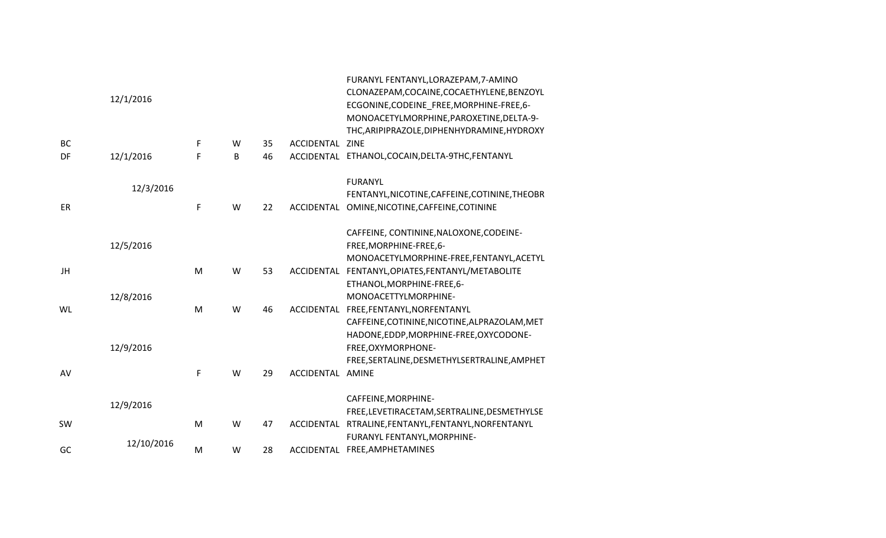| | | | | | | |
|---|---|---|---|---|---|---|
| BC | 12/1/2016 | F | W | 35 | ACCIDENTAL | FURANYL FENTANYL,LORAZEPAM,7-AMINO CLONAZEPAM,COCAINE,COCAETHYLENE,BENZOYL ECGONINE,CODEINE_FREE,MORPHINE-FREE,6-MONOACETYLMORPHINE,PAROXETINE,DELTA-9-THC,ARIPIPRAZOLE,DIPHENHYDRAMINE,HYDROXYZINE |
| DF | 12/1/2016 | F | B | 46 | ACCIDENTAL | ETHANOL,COCAIN,DELTA-9THC,FENTANYL |
| ER | 12/3/2016 | F | W | 22 | ACCIDENTAL | FURANYL FENTANYL,NICOTINE,CAFFEINE,COTININE,THEOBROMINE,NICOTINE,CAFFEINE,COTININE |
| JH | 12/5/2016 | M | W | 53 | ACCIDENTAL | CAFFEINE, CONTININE,NALOXONE,CODEINE-FREE,MORPHINE-FREE,6-MONOACETYLMORPHINE-FREE,FENTANYL,ACETYL FENTANYL,OPIATES,FENTANYL/METABOLITE |
| WL | 12/8/2016 | M | W | 46 | ACCIDENTAL | ETHANOL,MORPHINE-FREE,6-MONOACETTYLMORPHINE-FREE,FENTANYL,NORFENTANYL |
| AV | 12/9/2016 | F | W | 29 | ACCIDENTAL | CAFFEINE,COTININE,NICOTINE,ALPRAZOLAM,METHADONE,EDDP,MORPHINE-FREE,OXYCODONE-FREE,OXYMORPHONE-FREE,SERTALINE,DESMETHYLSERTRALINE,AMPHETAMINE |
| SW | 12/9/2016 | M | W | 47 | ACCIDENTAL | CAFFEINE,MORPHINE-FREE,LEVETIRACETAM,SERTRALINE,DESMETHYLSERTRALINE,FENTANYL,FENTANYL,NORFENTANYL |
| GC | 12/10/2016 | M | W | 28 | ACCIDENTAL | FURANYL FENTANYL,MORPHINE-FREE,AMPHETAMINES |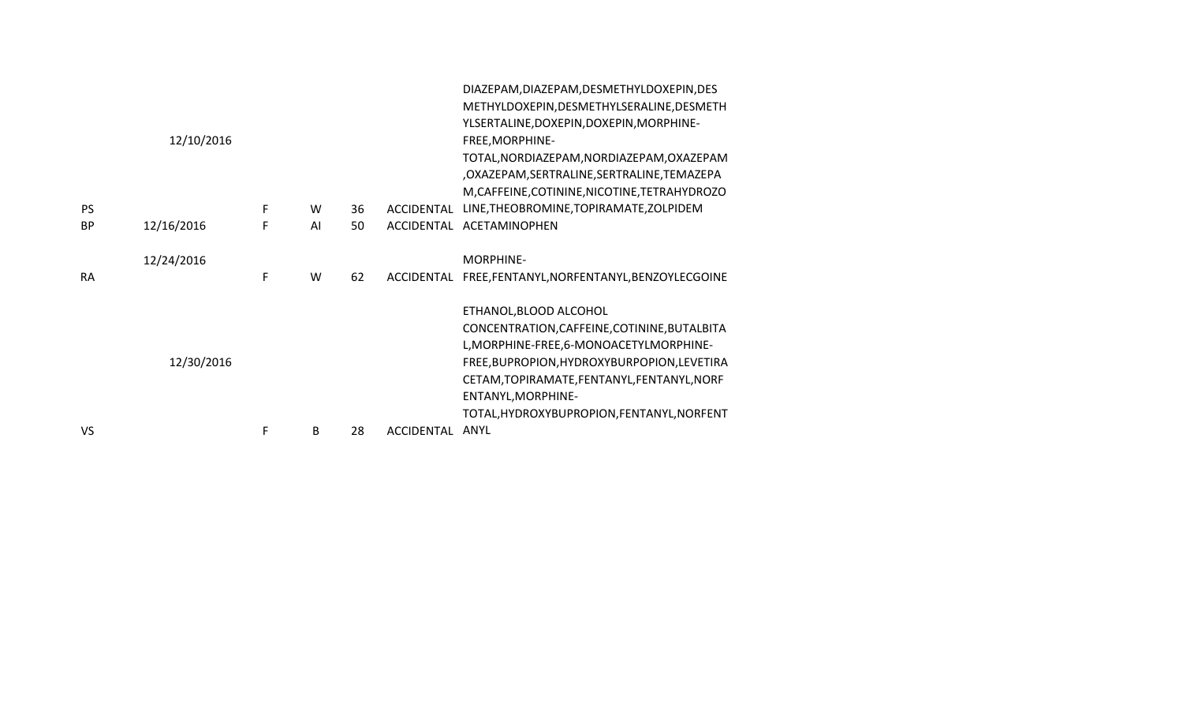| | | | | | | |
|---|---|---|---|---|---|---|
| PS | 12/10/2016 | F | W | 36 | ACCIDENTAL | DIAZEPAM,DIAZEPAM,DESMETHYLDOXEPIN,DESMETHYLDOXEPIN,DESMETHYLSERALINE,DESMETHYLSERTALINE,DOXEPIN,DOXEPIN,MORPHINE-FREE,MORPHINE-TOTAL,NORDIAZEPAM,NORDIAZEPAM,OXAZEPAM,OXAZEPAM,SERTRALINE,SERTRALINE,TEMAZEPAM,CAFFEINE,COTININE,NICOTINE,TETRAHYDROZOLINE,THEOBROMINE,TOPIRAMATE,ZOLPIDEM |
| BP | 12/16/2016 | F | AI | 50 | ACCIDENTAL | ACETAMINOPHEN |
| RA | 12/24/2016 | F | W | 62 | ACCIDENTAL | MORPHINE-FREE,FENTANYL,NORFENTANYL,BENZOYLECGOINE |
| VS | 12/30/2016 | F | B | 28 | ACCIDENTAL | ETHANOL,BLOOD ALCOHOL CONCENTRATION,CAFFEINE,COTININE,BUTALBITAL,MORPHINE-FREE,6-MONOACETYLMORPHINE-FREE,BUPROPION,HYDROXYBURPOPION,LEVETIRACETAM,TOPIRAMATE,FENTANYL,FENTANYL,NORFENTANYL,MORPHINE-TOTAL,HYDROXYBUPROPION,FENTANYL,NORFENTANYL |